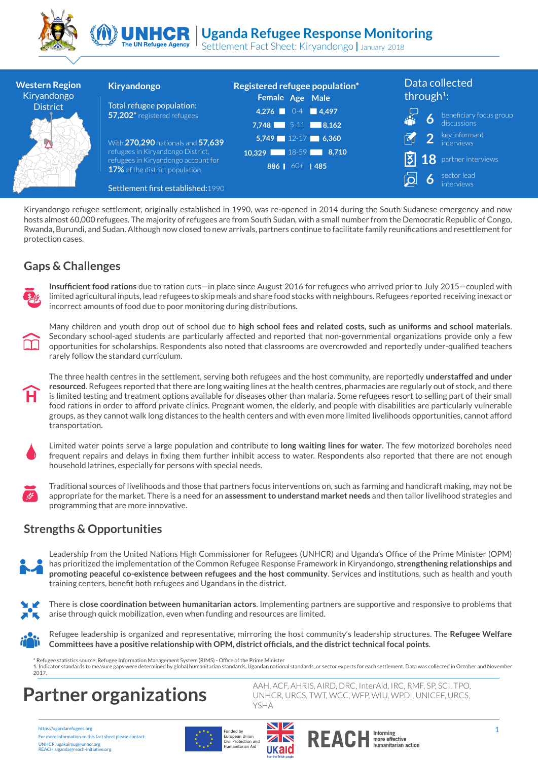# Uganda Refugee Response Monitoring

Settlement Fact Sheet: Kiryandongo | January 2018

**Western Region**
Kiryandongo District

**Kiryandongo**

Total refugee population:
**57,202*** registered refugees

With **270,290** nationals and **57,639** refugees in Kiryandongo District, refugees in Kiryandongo account for **17%** of the district population

Settlement first established: 1990

**Registered refugee population***

| Female | Age | Male |
|---|---|---|
| 4,276 | 0-4 | 4,497 |
| 7,748 | 5-11 | 8.162 |
| 5,749 | 12-17 | 6,360 |
| 10,329 | 18-59 | 8,710 |
| 886 | 60+ | 485 |

**Data collected through[1]:**

- 6 beneficiary focus group discussions
- 2 key informant interviews
- 18 partner interviews
- 6 sector lead interviews

Kiryandongo refugee settlement, originally established in 1990, was re-opened in 2014 during the South Sudanese emergency and now hosts almost 60,000 refugees. The majority of refugees are from South Sudan, with a small number from the Democratic Republic of Congo, Rwanda, Burundi, and Sudan. Although now closed to new arrivals, partners continue to facilitate family reunifications and resettlement for protection cases.

## Gaps & Challenges

**Insufficient food rations** due to ration cuts—in place since August 2016 for refugees who arrived prior to July 2015—coupled with limited agricultural inputs, lead refugees to skip meals and share food stocks with neighbours. Refugees reported receiving inexact or incorrect amounts of food due to poor monitoring during distributions.

Many children and youth drop out of school due to **high school fees and related costs, such as uniforms and school materials**. Secondary school-aged students are particularly affected and reported that non-governmental organizations provide only a few opportunities for scholarships. Respondents also noted that classrooms are overcrowded and reportedly under-qualified teachers rarely follow the standard curriculum.

The three health centres in the settlement, serving both refugees and the host community, are reportedly **understaffed and under resourced**. Refugees reported that there are long waiting lines at the health centres, pharmacies are regularly out of stock, and there is limited testing and treatment options available for diseases other than malaria. Some refugees resort to selling part of their small food rations in order to afford private clinics. Pregnant women, the elderly, and people with disabilities are particularly vulnerable groups, as they cannot walk long distances to the health centers and with even more limited livelihoods opportunities, cannot afford transportation.

Limited water points serve a large population and contribute to **long waiting lines for water**. The few motorized boreholes need frequent repairs and delays in fixing them further inhibit access to water. Respondents also reported that there are not enough household latrines, especially for persons with special needs.

Traditional sources of livelihoods and those that partners focus interventions on, such as farming and handicraft making, may not be appropriate for the market. There is a need for an **assessment to understand market needs** and then tailor livelihood strategies and programming that are more innovative.

## Strengths & Opportunities

Leadership from the United Nations High Commissioner for Refugees (UNHCR) and Uganda's Office of the Prime Minister (OPM) has prioritized the implementation of the Common Refugee Response Framework in Kiryandongo, **strengthening relationships and promoting peaceful co-existence between refugees and the host community**. Services and institutions, such as health and youth training centers, benefit both refugees and Ugandans in the district.

There is **close coordination between humanitarian actors**. Implementing partners are supportive and responsive to problems that arise through quick mobilization, even when funding and resources are limited.

Refugee leadership is organized and representative, mirroring the host community's leadership structures. The **Refugee Welfare Committees have a positive relationship with OPM, district officials, and the district technical focal points**.

\* Refugee statistics source: Refugee Information Management System (RIMS) - Office of the Prime Minister
1. Indicator standards to measure gaps were determined by global humanitarian standards, Ugandan national standards, or sector experts for each settlement. Data was collected in October and November 2017.

# Partner organizations

AAH, ACF, AHRIS, AIRD, DRC, InterAid, IRC, RMF, SP, SCI, TPO, UNHCR, URCS, TWT, WCC, WFP, WIU, WPDI, UNICEF, URCS, YSHA

https://ugandarefugees.org
For more information on this fact sheet please contact:
UNHCR, ugakaimug@unhcr.org
REACH, uganda@reach-initiative.org

Funded by European Union Civil Protection and Humanitarian Aid

UKaid from the British people

REACH Informing more effective humanitarian action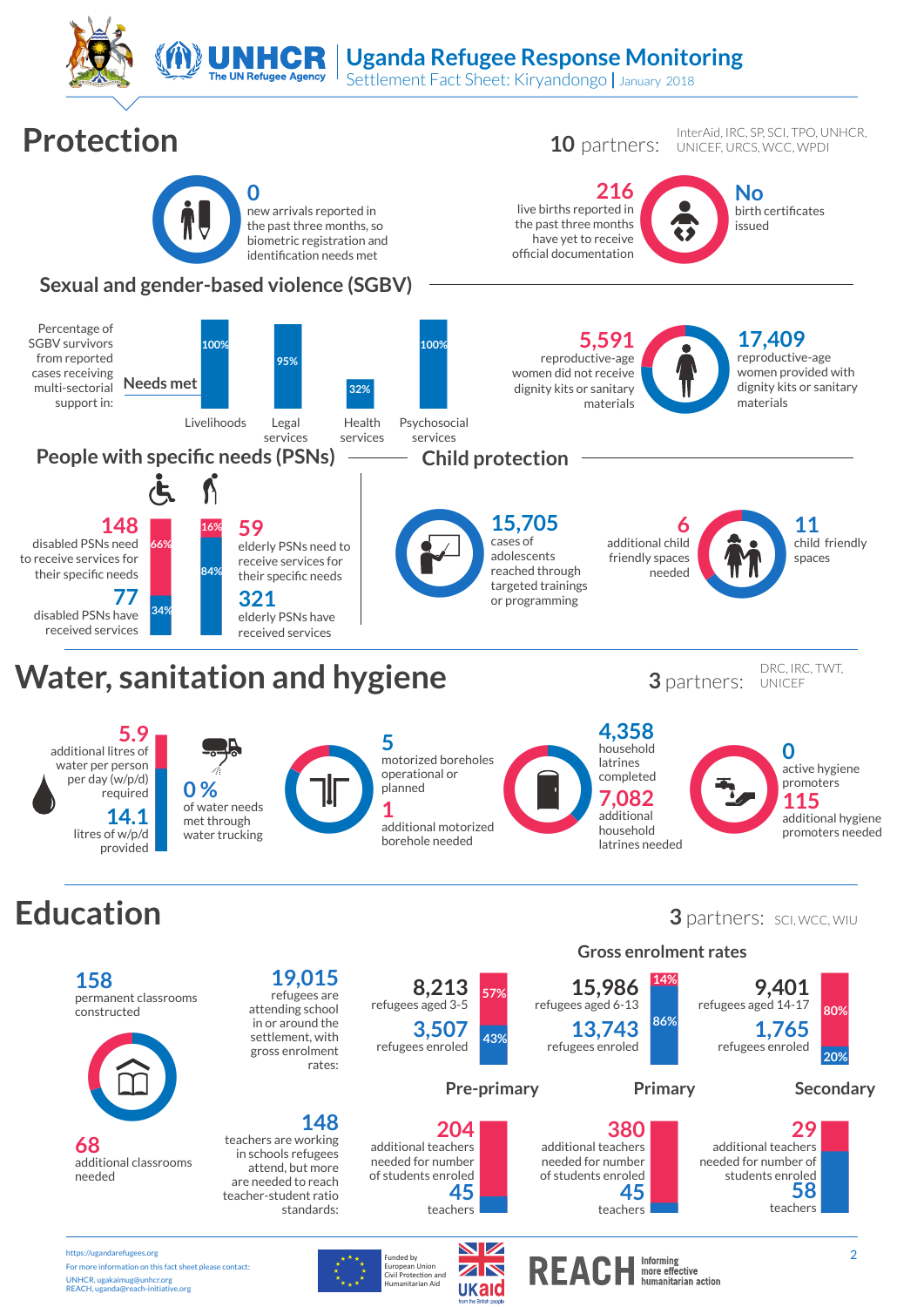# Uganda Refugee Response Monitoring

Settlement Fact Sheet: Kiryandongo | January 2018

## Protection

**10** partners: InterAid, IRC, SP, SCI, TPO, UNHCR, UNICEF, URCS, WCC, WPDI

**0** new arrivals reported in the past three months, so biometric registration and identification needs met

**216** live births reported in the past three months have yet to receive official documentation

**No** birth certificates issued

### Sexual and gender-based violence (SGBV)

Percentage of SGBV survivors from reported cases receiving multi-sectorial support in: Needs met

| Livelihoods | Legal services | Health services | Psychosocial services |
|---|---|---|---|
| 100% | 95% | 32% | 100% |

**5,591** reproductive-age women did not receive dignity kits or sanitary materials

**17,409** reproductive-age women provided with dignity kits or sanitary materials

### People with specific needs (PSNs)

**148** disabled PSNs need to receive services for their specific needs (66%)

**77** disabled PSNs have received services (34%)

**59** elderly PSNs need to receive services for their specific needs (16%)

**321** elderly PSNs have received services (84%)

### Child protection

**15,705** cases of adolescents reached through targeted trainings or programming

**6** additional child friendly spaces needed

**11** child friendly spaces

## Water, sanitation and hygiene

**3** partners: DRC, IRC, TWT, UNICEF

**5.9** additional litres of water per person per day (w/p/d) required

**14.1** litres of w/p/d provided

**0 %** of water needs met through water trucking

**5** motorized boreholes operational or planned

**1** additional motorized borehole needed

**4,358** household latrines completed

**7,082** additional household latrines needed

**0** active hygiene promoters

**115** additional hygiene promoters needed

## Education

**3** partners: SCI, WCC, WIU

**158** permanent classrooms constructed

**68** additional classrooms needed

**19,015** refugees are attending school in or around the settlement, with gross enrolment rates:

**148** teachers are working in schools refugees attend, but more are needed to reach teacher-student ratio standards:

### Gross enrolment rates

| | Pre-primary | Primary | Secondary |
|---|---|---|---|
| Refugees aged | 8,213 (3-5) | 15,986 (6-13) | 9,401 (14-17) |
| Refugees enroled | 3,507 (43%) | 13,743 (86%) | 1,765 (20%) |
| Not enroled | 57% | 14% | 80% |
| Additional teachers needed for number of students enroled | 204 | 380 | 29 |
| Teachers | 45 | 45 | 58 |

https://ugandarefugees.org

For more information on this fact sheet please contact:
UNHCR, ugakaimug@unhcr.org
REACH, uganda@reach-initiative.org

Funded by European Union Civil Protection and Humanitarian Aid

UKaid from the British people

REACH Informing more effective humanitarian action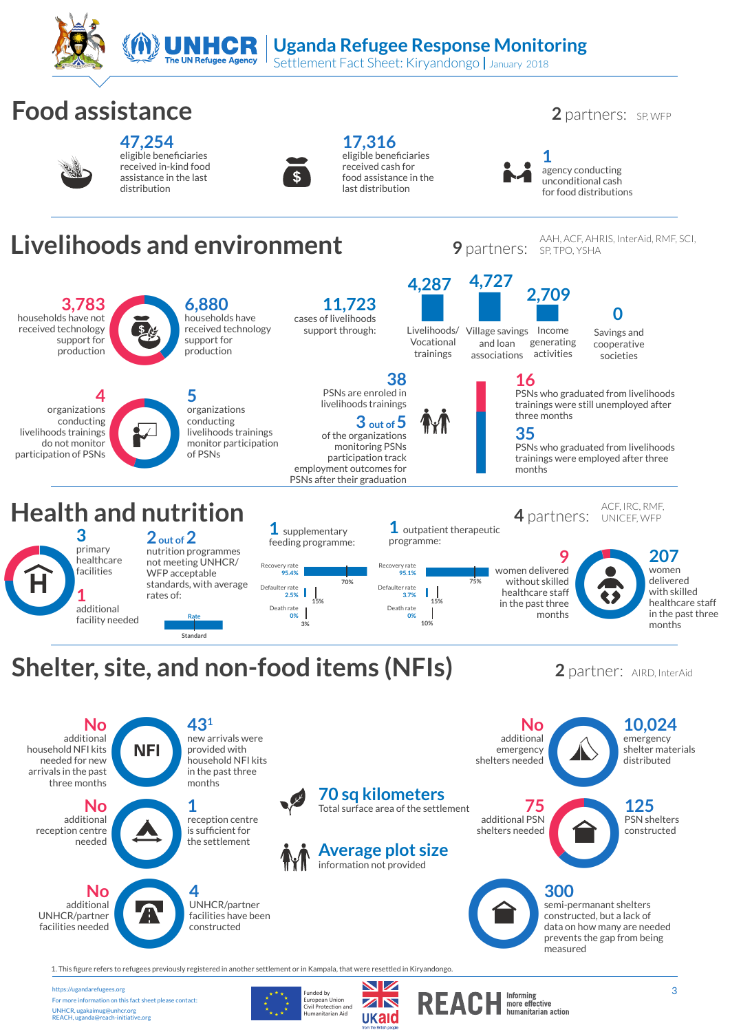# Uganda Refugee Response Monitoring

Settlement Fact Sheet: Kiryandongo | January 2018

## Food assistance

**2** partners: SP, WFP

**47,254** eligible beneficiaries received in-kind food assistance in the last distribution

**17,316** eligible beneficiaries received cash for food assistance in the last distribution

**1** agency conducting unconditional cash for food distributions

## Livelihoods and environment

**9** partners: AAH, ACF, AHRIS, InterAid, RMF, SCI, SP, TPO, YSHA

**3,783** households have not received technology support for production

**6,880** households have received technology support for production

**11,723** cases of livelihoods support through:

4,287
Livelihoods/ Vocational trainings

4,727
Village savings and loan associations

2,709
Income generating activities

0
Savings and cooperative societies

**4** organizations conducting livelihoods trainings do not monitor participation of PSNs

**5** organizations conducting livelihoods trainings monitor participation of PSNs

**38** PSNs are enroled in livelihoods trainings

**3** out of **5** of the organizations monitoring PSNs participation track employment outcomes for PSNs after their graduation

**16** PSNs who graduated from livelihoods trainings were still unemployed after three months

**35** PSNs who graduated from livelihoods trainings were employed after three months

## Health and nutrition

**4** partners: ACF, IRC, RMF, UNICEF, WFP

**3** primary healthcare facilities

**1** additional facility needed

**2** out of **2** nutrition programmes not meeting UNHCR/ WFP acceptable standards, with average rates of:

Rate
Standard

**1** supplementary feeding programme:

Recovery rate 95.4%
70%
Defaulter rate 2.5%
15%
Death rate 0%
3%

**1** outpatient therapeutic programme:

Recovery rate 95.1%
75%
Defaulter rate 3.7%
15%
Death rate 0%
10%

**9** women delivered without skilled healthcare staff in the past three months

**207** women delivered with skilled healthcare staff in the past three months

## Shelter, site, and non-food items (NFIs)

**2** partner: AIRD, InterAid

**No** additional household NFI kits needed for new arrivals in the past three months

**431**[1] new arrivals were provided with household NFI kits in the past three months

**No** additional reception centre needed

**1** reception centre is sufficient for the settlement

**No** additional UNHCR/partner facilities needed

**4** UNHCR/partner facilities have been constructed

**70 sq kilometers**
Total surface area of the settlement

**Average plot size**
information not provided

**No** additional emergency shelters needed

**10,024** emergency shelter materials distributed

**75** additional PSN shelters needed

**125** PSN shelters constructed

**300** semi-permanant shelters constructed, but a lack of data on how many are needed prevents the gap from being measured

1. This figure refers to refugees previously registered in another settlement or in Kampala, that were resettled in Kiryandongo.

https://ugandarefugees.org
For more information on this fact sheet please contact:
UNHCR, ugakaimug@unhcr.org
REACH, uganda@reach-initiative.org

Funded by European Union Civil Protection and Humanitarian Aid

UKaid from the British people

REACH Informing more effective humanitarian action